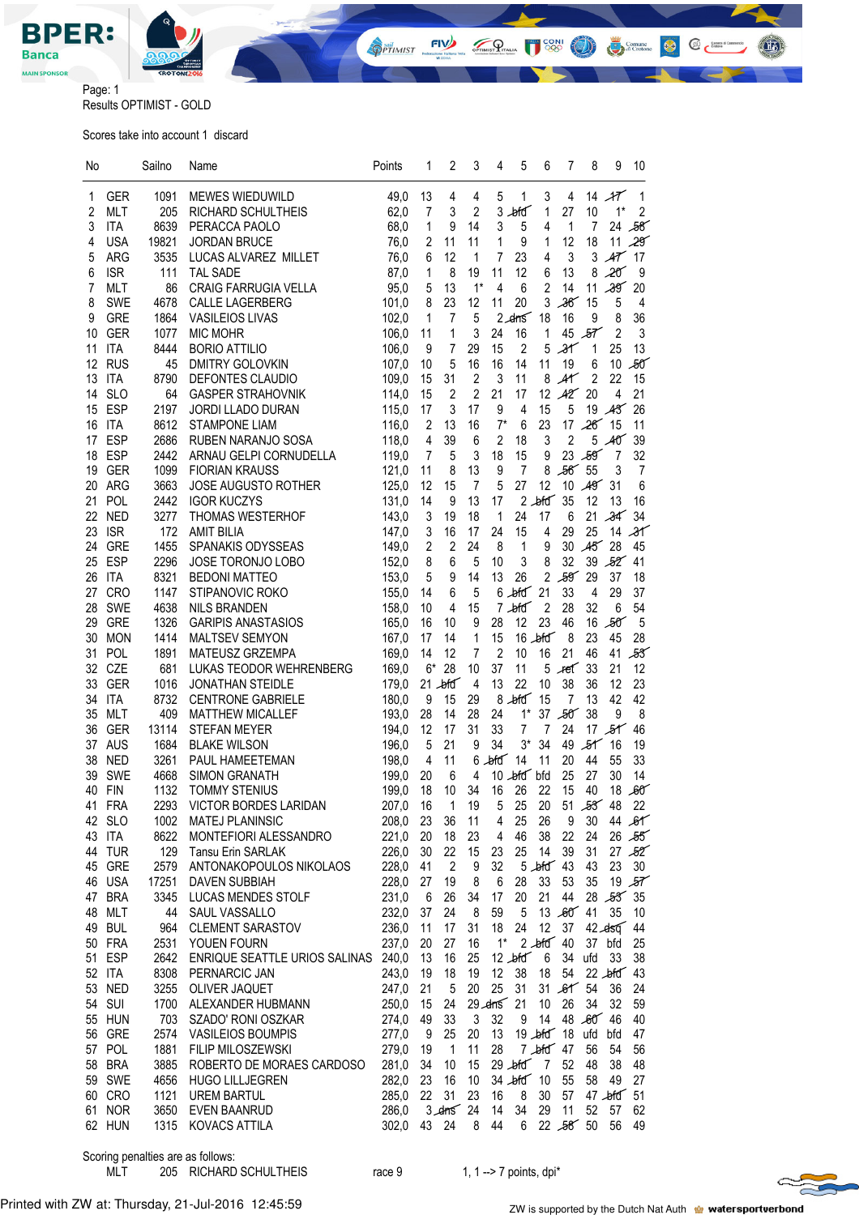Page: 1

Results OPTIMIST - GOLD

Scores take into account 1 discard

| No | | Sailno | Name | Points | 1 | 2 | 3 | 4 | 5 | 6 | 7 | 8 | 9 | 10 |
|---|---|---|---|---|---|---|---|---|---|---|---|---|---|---|
| 1 | GER | 1091 | MEWES WIEDUWILD | 49,0 | 13 | 4 | 4 | 5 | 1 | 3 | 4 | 14 | 17 | 1 |
| 2 | MLT | 205 | RICHARD SCHULTHEIS | 62,0 | 7 | 3 | 2 | 3 | bfd | 1 | 27 | 10 | 1* | 2 |
| 3 | ITA | 8639 | PERACCA PAOLO | 68,0 | 1 | 9 | 14 | 3 | 5 | 4 | 1 | 7 | 24 | 58 |
| 4 | USA | 19821 | JORDAN BRUCE | 76,0 | 2 | 11 | 11 | 1 | 9 | 1 | 12 | 18 | 11 | 29 |
| 5 | ARG | 3535 | LUCAS ALVAREZ MILLET | 76,0 | 6 | 12 | 1 | 7 | 23 | 4 | 3 | 3 | 47 | 17 |
| 6 | ISR | 111 | TAL SADE | 87,0 | 1 | 8 | 19 | 11 | 12 | 6 | 13 | 8 | 20 | 9 |
| 7 | MLT | 86 | CRAIG FARRUGIA VELLA | 95,0 | 5 | 13 | 1* | 4 | 6 | 2 | 14 | 11 | 39 | 20 |
| 8 | SWE | 4678 | CALLE LAGERBERG | 101,0 | 8 | 23 | 12 | 11 | 20 | 3 | 36 | 15 | 5 | 4 |
| 9 | GRE | 1864 | VASILEIOS LIVAS | 102,0 | 1 | 7 | 5 | 2 | dns | 18 | 16 | 9 | 8 | 36 |
| 10 | GER | 1077 | MIC MOHR | 106,0 | 11 | 1 | 3 | 24 | 16 | 1 | 45 | 57 | 2 | 3 |
| 11 | ITA | 8444 | BORIO ATTILIO | 106,0 | 9 | 7 | 29 | 15 | 2 | 5 | 31 | 1 | 25 | 13 |
| 12 | RUS | 45 | DMITRY GOLOVKIN | 107,0 | 10 | 5 | 16 | 16 | 14 | 11 | 19 | 6 | 10 | 50 |
| 13 | ITA | 8790 | DEFONTES CLAUDIO | 109,0 | 15 | 31 | 2 | 3 | 11 | 8 | 41 | 2 | 22 | 15 |
| 14 | SLO | 64 | GASPER STRAHOVNIK | 114,0 | 15 | 2 | 2 | 21 | 17 | 12 | 42 | 20 | 4 | 21 |
| 15 | ESP | 2197 | JORDI LLADO DURAN | 115,0 | 17 | 3 | 17 | 9 | 4 | 15 | 5 | 19 | 43 | 26 |
| 16 | ITA | 8612 | STAMPONE LIAM | 116,0 | 2 | 13 | 16 | 7* | 6 | 23 | 17 | 26 | 15 | 11 |
| 17 | ESP | 2686 | RUBEN NARANJO SOSA | 118,0 | 4 | 39 | 6 | 2 | 18 | 3 | 2 | 5 | 40 | 39 |
| 18 | ESP | 2442 | ARNAU GELPI CORNUDELLA | 119,0 | 7 | 5 | 3 | 18 | 15 | 9 | 23 | 59 | 7 | 32 |
| 19 | GER | 1099 | FIORIAN KRAUSS | 121,0 | 11 | 8 | 13 | 9 | 7 | 8 | 56 | 55 | 3 | 7 |
| 20 | ARG | 3663 | JOSE AUGUSTO ROTHER | 125,0 | 12 | 15 | 7 | 5 | 27 | 12 | 10 | 49 | 31 | 6 |
| 21 | POL | 2442 | IGOR KUCZYS | 131,0 | 14 | 9 | 13 | 17 | 2 | bfd | 35 | 12 | 13 | 16 |
| 22 | NED | 3277 | THOMAS WESTERHOF | 143,0 | 3 | 19 | 18 | 1 | 24 | 17 | 6 | 21 | 34 | 34 |
| 23 | ISR | 172 | AMIT BILIA | 147,0 | 3 | 16 | 17 | 24 | 15 | 4 | 29 | 25 | 14 | 31 |
| 24 | GRE | 1455 | SPANAKIS ODYSSEAS | 149,0 | 2 | 2 | 24 | 8 | 1 | 9 | 30 | 45 | 28 | 45 |
| 25 | ESP | 2296 | JOSE TORONJO LOBO | 152,0 | 8 | 6 | 5 | 10 | 3 | 8 | 32 | 39 | 52 | 41 |
| 26 | ITA | 8321 | BEDONI MATTEO | 153,0 | 5 | 9 | 14 | 13 | 26 | 2 | 59 | 29 | 37 | 18 |
| 27 | CRO | 1147 | STIPANOVIC ROKO | 155,0 | 14 | 6 | 5 | 6 | bfd | 21 | 33 | 4 | 29 | 37 |
| 28 | SWE | 4638 | NILS BRANDEN | 158,0 | 10 | 4 | 15 | 7 | bfd | 2 | 28 | 32 | 6 | 54 |
| 29 | GRE | 1326 | GARIPIS ANASTASIOS | 165,0 | 16 | 10 | 9 | 28 | 12 | 23 | 46 | 16 | 50 | 5 |
| 30 | MON | 1414 | MALTSEV SEMYON | 167,0 | 17 | 14 | 1 | 15 | 16 | bfd | 8 | 23 | 45 | 28 |
| 31 | POL | 1891 | MATEUSZ GRZEMPA | 169,0 | 14 | 12 | 7 | 2 | 10 | 16 | 21 | 46 | 41 | 53 |
| 32 | CZE | 681 | LUKAS TEODOR WEHRENBERG | 169,0 | 6* | 28 | 10 | 37 | 11 | 5 | ret | 33 | 21 | 12 |
| 33 | GER | 1016 | JONATHAN STEIDLE | 179,0 | 21 | bfd | 4 | 13 | 22 | 10 | 38 | 36 | 12 | 23 |
| 34 | ITA | 8732 | CENTRONE GABRIELE | 180,0 | 9 | 15 | 29 | 8 | bfd | 15 | 7 | 13 | 42 | 42 |
| 35 | MLT | 409 | MATTHEW MICALLEF | 193,0 | 28 | 14 | 28 | 24 | 1* | 37 | 50 | 38 | 9 | 8 |
| 36 | GER | 13114 | STEFAN MEYER | 194,0 | 12 | 17 | 31 | 33 | 7 | 7 | 24 | 17 | 51 | 46 |
| 37 | AUS | 1684 | BLAKE WILSON | 196,0 | 5 | 21 | 9 | 34 | 3* | 34 | 49 | 51 | 16 | 19 |
| 38 | NED | 3261 | PAUL HAMEETEMAN | 198,0 | 4 | 11 | 6 | bfd | 14 | 11 | 20 | 44 | 55 | 33 |
| 39 | SWE | 4668 | SIMON GRANATH | 199,0 | 20 | 6 | 4 | 10 | bfd | bfd | 25 | 27 | 30 | 14 |
| 40 | FIN | 1132 | TOMMY STENIUS | 199,0 | 18 | 10 | 34 | 16 | 26 | 22 | 15 | 40 | 18 | 60 |
| 41 | FRA | 2293 | VICTOR BORDES LARIDAN | 207,0 | 16 | 1 | 19 | 5 | 25 | 20 | 51 | 53 | 48 | 22 |
| 42 | SLO | 1002 | MATEJ PLANINSIC | 208,0 | 23 | 36 | 11 | 4 | 25 | 26 | 9 | 30 | 44 | 61 |
| 43 | ITA | 8622 | MONTEFIORI ALESSANDRO | 221,0 | 20 | 18 | 23 | 4 | 46 | 38 | 22 | 24 | 26 | 55 |
| 44 | TUR | 129 | Tansu Erin SARLAK | 226,0 | 30 | 22 | 15 | 23 | 25 | 14 | 39 | 31 | 27 | 52 |
| 45 | GRE | 2579 | ANTONAKOPOULOS NIKOLAOS | 228,0 | 41 | 2 | 9 | 32 | 5 | bfd | 43 | 43 | 23 | 30 |
| 46 | USA | 17251 | DAVEN SUBBIAH | 228,0 | 27 | 19 | 8 | 6 | 28 | 33 | 53 | 35 | 19 | 57 |
| 47 | BRA | 3345 | LUCAS MENDES STOLF | 231,0 | 6 | 26 | 34 | 17 | 20 | 21 | 44 | 28 | 53 | 35 |
| 48 | MLT | 44 | SAUL VASSALLO | 232,0 | 37 | 24 | 8 | 59 | 5 | 13 | 60 | 41 | 35 | 10 |
| 49 | BUL | 964 | CLEMENT SARASTOV | 236,0 | 11 | 17 | 31 | 18 | 24 | 12 | 37 | 42 | dsq | 44 |
| 50 | FRA | 2531 | YOUEN FOURN | 237,0 | 20 | 27 | 16 | 1* | 2 | bfd | 40 | 37 | bfd | 25 |
| 51 | ESP | 2642 | ENRIQUE SEATTLE URIOS SALINAS | 240,0 | 13 | 16 | 25 | 12 | bfd | 6 | 34 | ufd | 33 | 38 |
| 52 | ITA | 8308 | PERNARCIC JAN | 243,0 | 19 | 18 | 19 | 12 | 38 | 18 | 54 | 22 | bfd | 43 |
| 53 | NED | 3255 | OLIVER JAQUET | 247,0 | 21 | 5 | 20 | 25 | 31 | 31 | 61 | 54 | 36 | 24 |
| 54 | SUI | 1700 | ALEXANDER HUBMANN | 250,0 | 15 | 24 | 29 | dns | 21 | 10 | 26 | 34 | 32 | 59 |
| 55 | HUN | 703 | SZADO' RONI OSZKAR | 274,0 | 49 | 33 | 3 | 32 | 9 | 14 | 48 | 60 | 46 | 40 |
| 56 | GRE | 2574 | VASILEIOS BOUMPIS | 277,0 | 9 | 25 | 20 | 13 | 19 | bfd | 18 | ufd | bfd | 47 |
| 57 | POL | 1881 | FILIP MILOSZEWSKI | 279,0 | 19 | 1 | 11 | 28 | 7 | bfd | 47 | 56 | 54 | 56 |
| 58 | BRA | 3885 | ROBERTO DE MORAES CARDOSO | 281,0 | 34 | 10 | 15 | 29 | bfd | 7 | 52 | 48 | 38 | 48 |
| 59 | SWE | 4656 | HUGO LILLJEGREN | 282,0 | 23 | 16 | 10 | 34 | bfd | 10 | 55 | 58 | 49 | 27 |
| 60 | CRO | 1121 | UREM BARTUL | 285,0 | 22 | 31 | 23 | 16 | 8 | 30 | 57 | 47 | bfd | 51 |
| 61 | NOR | 3650 | EVEN BAANRUD | 286,0 | 3 | dns | 24 | 14 | 34 | 29 | 11 | 52 | 57 | 62 |
| 62 | HUN | 1315 | KOVACS ATTILA | 302,0 | 43 | 24 | 8 | 44 | 6 | 22 | 58 | 50 | 56 | 49 |

Scoring penalties are as follows:

| | | | | |
|---|---|---|---|---|
| MLT | 205 | RICHARD SCHULTHEIS | race 9 | 1, 1 --> 7 points, dpi* |

Printed with ZW at: Thursday, 21-Jul-2016 12:45:59

ZW is supported by the Dutch Nat Auth watersportverbond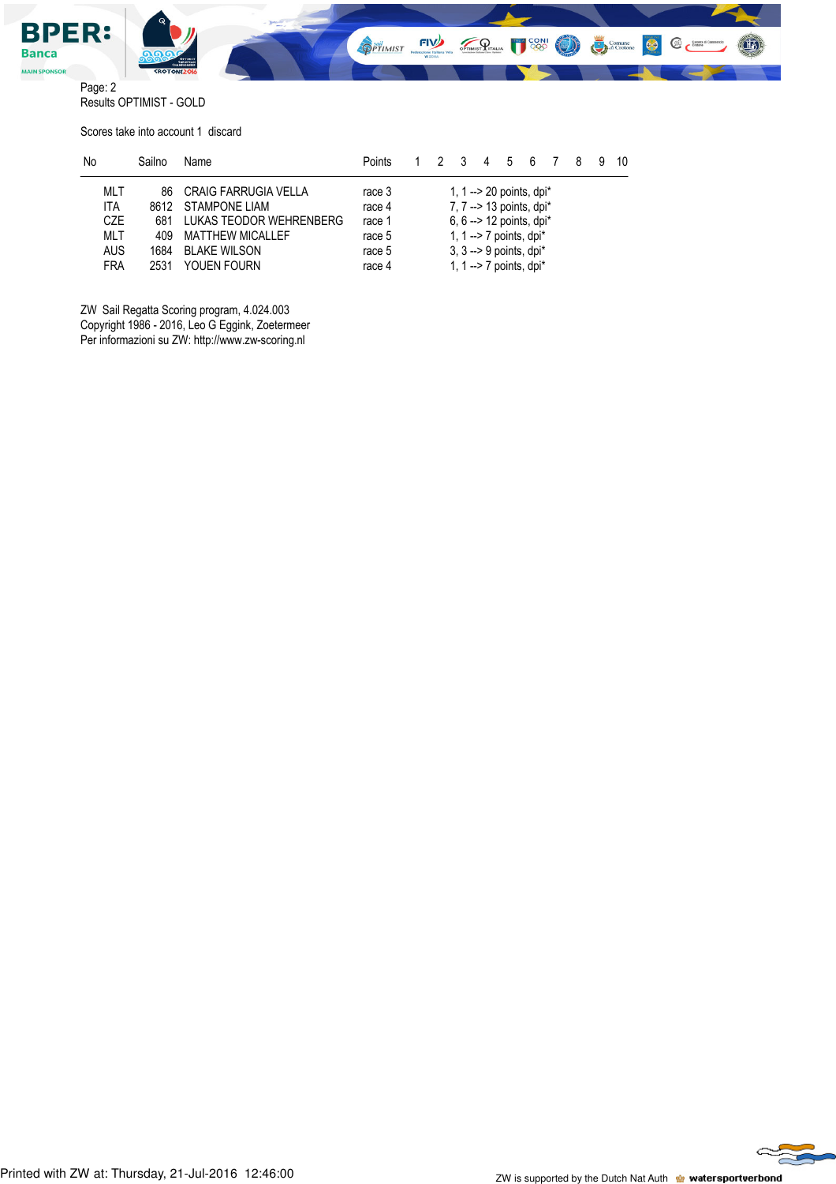Page: 2

Results OPTIMIST - GOLD

Scores take into account 1 discard

| No | Sailno | Name | Points | 1 | 2 | 3 | 4 | 5 | 6 | 7 | 8 | 9 | 10 |
|---|---|---|---|---|---|---|---|---|---|---|---|---|---|
| MLT | 86 | CRAIG FARRUGIA VELLA | race 3 | | | 1, 1 --> 20 points, dpi* | | | | | | | |
| ITA | 8612 | STAMPONE LIAM | race 4 | | | 7, 7 --> 13 points, dpi* | | | | | | | |
| CZE | 681 | LUKAS TEODOR WEHRENBERG | race 1 | | | 6, 6 --> 12 points, dpi* | | | | | | | |
| MLT | 409 | MATTHEW MICALLEF | race 5 | | | 1, 1 --> 7 points, dpi* | | | | | | | |
| AUS | 1684 | BLAKE WILSON | race 5 | | | 3, 3 --> 9 points, dpi* | | | | | | | |
| FRA | 2531 | YOUEN FOURN | race 4 | | | 1, 1 --> 7 points, dpi* | | | | | | | |

ZW Sail Regatta Scoring program, 4.024.003
Copyright 1986 - 2016, Leo G Eggink, Zoetermeer
Per informazioni su ZW: http://www.zw-scoring.nl

Printed with ZW at: Thursday, 21-Jul-2016 12:46:00

ZW is supported by the Dutch Nat Auth watersportverbond